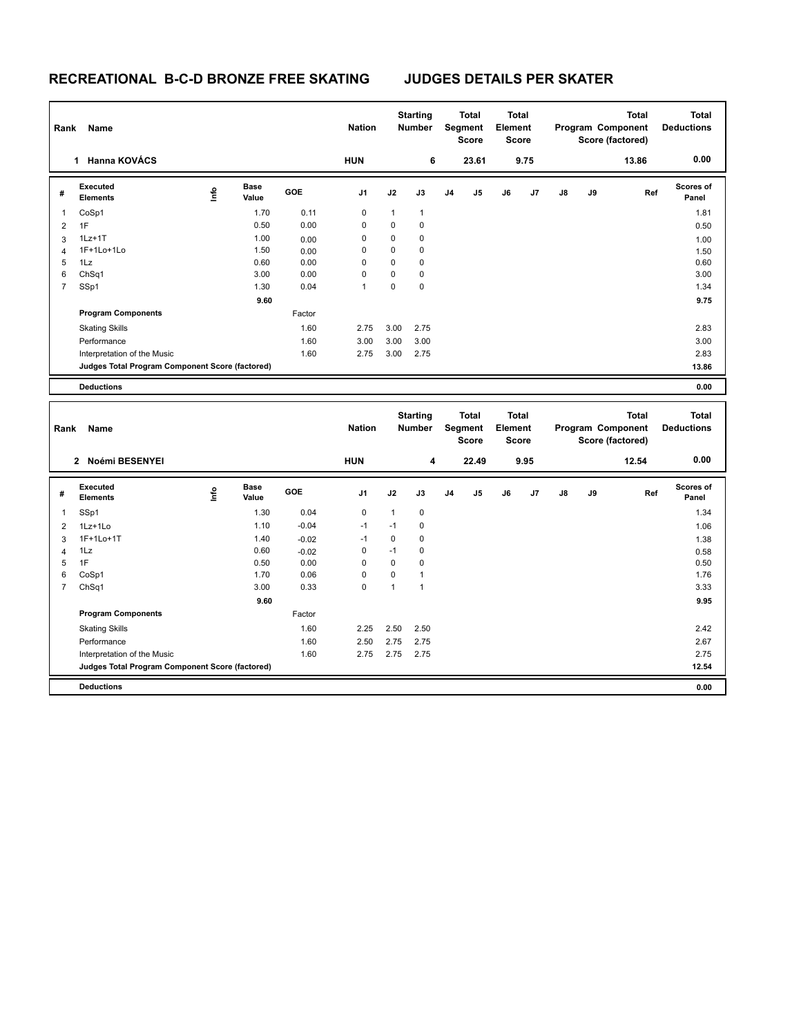# RECREATIONAL B-C-D BRONZE FREE SKATING JUDGES DETAILS PER SKATER

| Rank | Name | Nation | Starting Number | Total Segment Score | Total Element Score | Total Program Component Score (factored) | Total Deductions |
|---|---|---|---|---|---|---|---|
| 1 | Hanna KOVÁCS | HUN | 6 | 23.61 | 9.75 | 13.86 | 0.00 |

| # | Executed Elements | Info | Base Value | GOE | J1 | J2 | J3 | J4 | J5 | J6 | J7 | J8 | J9 | Ref | Scores of Panel |
|---|---|---|---|---|---|---|---|---|---|---|---|---|---|---|---|
| 1 | CoSp1 | | 1.70 | 0.11 | 0 | 1 | 1 | | | | | | | | 1.81 |
| 2 | 1F | | 0.50 | 0.00 | 0 | 0 | 0 | | | | | | | | 0.50 |
| 3 | 1Lz+1T | | 1.00 | 0.00 | 0 | 0 | 0 | | | | | | | | 1.00 |
| 4 | 1F+1Lo+1Lo | | 1.50 | 0.00 | 0 | 0 | 0 | | | | | | | | 1.50 |
| 5 | 1Lz | | 0.60 | 0.00 | 0 | 0 | 0 | | | | | | | | 0.60 |
| 6 | ChSq1 | | 3.00 | 0.00 | 0 | 0 | 0 | | | | | | | | 3.00 |
| 7 | SSp1 | | 1.30 | 0.04 | 1 | 0 | 0 | | | | | | | | 1.34 |
| | | | 9.60 | | | | | | | | | | | | 9.75 |
| | **Program Components** | | | Factor | | | | | | | | | | | |
| | Skating Skills | | | 1.60 | 2.75 | 3.00 | 2.75 | | | | | | | | 2.83 |
| | Performance | | | 1.60 | 3.00 | 3.00 | 3.00 | | | | | | | | 3.00 |
| | Interpretation of the Music | | | 1.60 | 2.75 | 3.00 | 2.75 | | | | | | | | 2.83 |
| | **Judges Total Program Component Score (factored)** | | | | | | | | | | | | | | 13.86 |
| | **Deductions** | | | | | | | | | | | | | | 0.00 |

| Rank | Name | Nation | Starting Number | Total Segment Score | Total Element Score | Total Program Component Score (factored) | Total Deductions |
|---|---|---|---|---|---|---|---|
| 2 | Noémi BESENYEI | HUN | 4 | 22.49 | 9.95 | 12.54 | 0.00 |

| # | Executed Elements | Info | Base Value | GOE | J1 | J2 | J3 | J4 | J5 | J6 | J7 | J8 | J9 | Ref | Scores of Panel |
|---|---|---|---|---|---|---|---|---|---|---|---|---|---|---|---|
| 1 | SSp1 | | 1.30 | 0.04 | 0 | 1 | 0 | | | | | | | | 1.34 |
| 2 | 1Lz+1Lo | | 1.10 | -0.04 | -1 | -1 | 0 | | | | | | | | 1.06 |
| 3 | 1F+1Lo+1T | | 1.40 | -0.02 | -1 | 0 | 0 | | | | | | | | 1.38 |
| 4 | 1Lz | | 0.60 | -0.02 | 0 | -1 | 0 | | | | | | | | 0.58 |
| 5 | 1F | | 0.50 | 0.00 | 0 | 0 | 0 | | | | | | | | 0.50 |
| 6 | CoSp1 | | 1.70 | 0.06 | 0 | 0 | 1 | | | | | | | | 1.76 |
| 7 | ChSq1 | | 3.00 | 0.33 | 0 | 1 | 1 | | | | | | | | 3.33 |
| | | | 9.60 | | | | | | | | | | | | 9.95 |
| | **Program Components** | | | Factor | | | | | | | | | | | |
| | Skating Skills | | | 1.60 | 2.25 | 2.50 | 2.50 | | | | | | | | 2.42 |
| | Performance | | | 1.60 | 2.50 | 2.75 | 2.75 | | | | | | | | 2.67 |
| | Interpretation of the Music | | | 1.60 | 2.75 | 2.75 | 2.75 | | | | | | | | 2.75 |
| | **Judges Total Program Component Score (factored)** | | | | | | | | | | | | | | 12.54 |
| | **Deductions** | | | | | | | | | | | | | | 0.00 |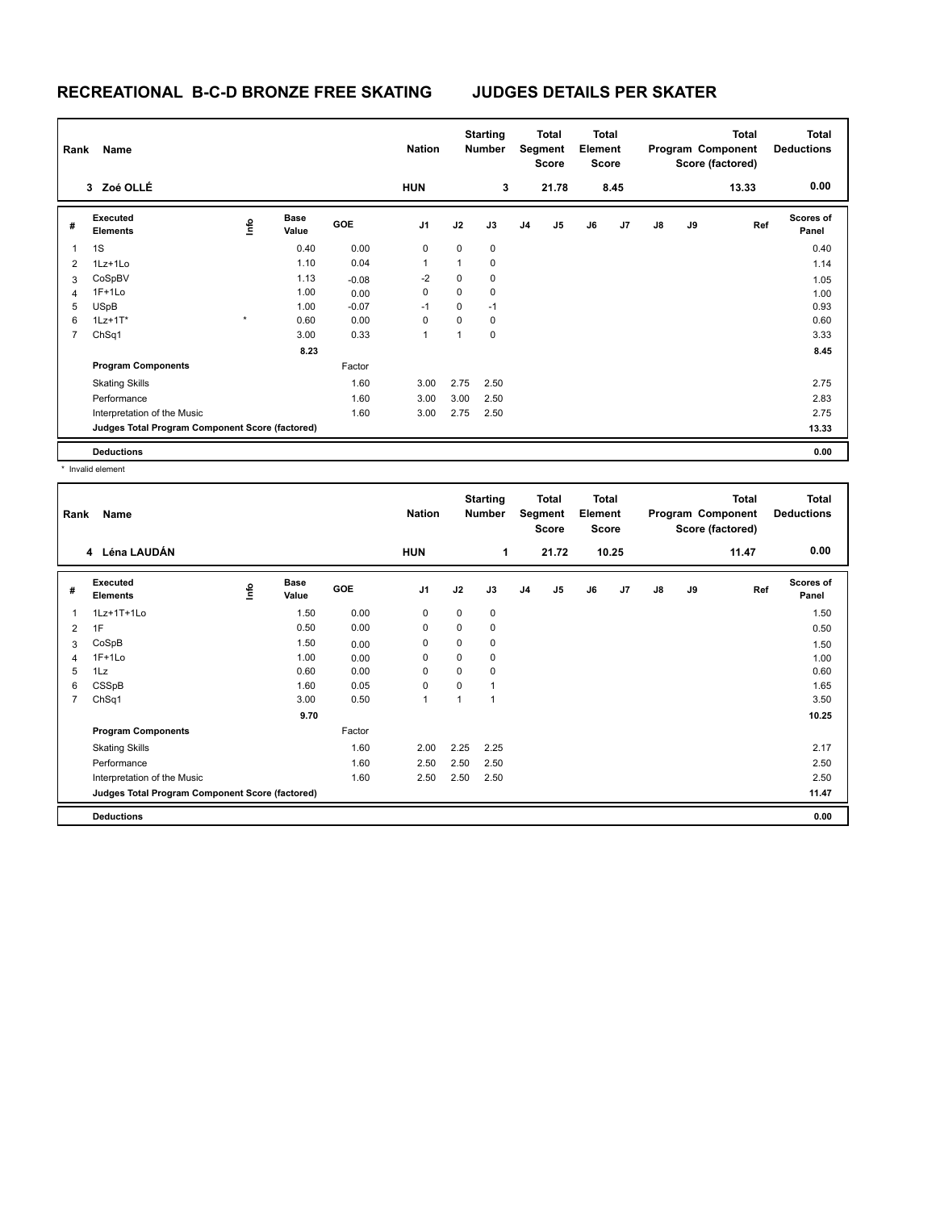# RECREATIONAL B-C-D BRONZE FREE SKATING — JUDGES DETAILS PER SKATER

| Rank | Name | Nation | Starting Number | Total Segment Score | Total Element Score | Total Program Component Score (factored) | Total Deductions |
|---|---|---|---|---|---|---|---|
| 3 | Zoé OLLÉ | HUN | 3 | 21.78 | 8.45 | 13.33 | 0.00 |

| # | Executed Elements | Info | Base Value | GOE | J1 | J2 | J3 | J4 | J5 | J6 | J7 | J8 | J9 | Ref | Scores of Panel |
|---|---|---|---|---|---|---|---|---|---|---|---|---|---|---|---|
| 1 | 1S | | 0.40 | 0.00 | 0 | 0 | 0 | | | | | | | | 0.40 |
| 2 | 1Lz+1Lo | | 1.10 | 0.04 | 1 | 1 | 0 | | | | | | | | 1.14 |
| 3 | CoSpBV | | 1.13 | -0.08 | -2 | 0 | 0 | | | | | | | | 1.05 |
| 4 | 1F+1Lo | | 1.00 | 0.00 | 0 | 0 | 0 | | | | | | | | 1.00 |
| 5 | USpB | | 1.00 | -0.07 | -1 | 0 | -1 | | | | | | | | 0.93 |
| 6 | 1Lz+1T* | * | 0.60 | 0.00 | 0 | 0 | 0 | | | | | | | | 0.60 |
| 7 | ChSq1 | | 3.00 | 0.33 | 1 | 1 | 0 | | | | | | | | 3.33 |
| | | | 8.23 | | | | | | | | | | | | 8.45 |
| | **Program Components** | | | Factor | | | | | | | | | | | |
| | Skating Skills | | | 1.60 | 3.00 | 2.75 | 2.50 | | | | | | | | 2.75 |
| | Performance | | | 1.60 | 3.00 | 3.00 | 2.50 | | | | | | | | 2.83 |
| | Interpretation of the Music | | | 1.60 | 3.00 | 2.75 | 2.50 | | | | | | | | 2.75 |
| | **Judges Total Program Component Score (factored)** | | | | | | | | | | | | | | 13.33 |
| | **Deductions** | | | | | | | | | | | | | | 0.00 |

\* Invalid element

| Rank | Name | Nation | Starting Number | Total Segment Score | Total Element Score | Total Program Component Score (factored) | Total Deductions |
|---|---|---|---|---|---|---|---|
| 4 | Léna LAUDÁN | HUN | 1 | 21.72 | 10.25 | 11.47 | 0.00 |

| # | Executed Elements | Info | Base Value | GOE | J1 | J2 | J3 | J4 | J5 | J6 | J7 | J8 | J9 | Ref | Scores of Panel |
|---|---|---|---|---|---|---|---|---|---|---|---|---|---|---|---|
| 1 | 1Lz+1T+1Lo | | 1.50 | 0.00 | 0 | 0 | 0 | | | | | | | | 1.50 |
| 2 | 1F | | 0.50 | 0.00 | 0 | 0 | 0 | | | | | | | | 0.50 |
| 3 | CoSpB | | 1.50 | 0.00 | 0 | 0 | 0 | | | | | | | | 1.50 |
| 4 | 1F+1Lo | | 1.00 | 0.00 | 0 | 0 | 0 | | | | | | | | 1.00 |
| 5 | 1Lz | | 0.60 | 0.00 | 0 | 0 | 0 | | | | | | | | 0.60 |
| 6 | CSSpB | | 1.60 | 0.05 | 0 | 0 | 1 | | | | | | | | 1.65 |
| 7 | ChSq1 | | 3.00 | 0.50 | 1 | 1 | 1 | | | | | | | | 3.50 |
| | | | 9.70 | | | | | | | | | | | | 10.25 |
| | **Program Components** | | | Factor | | | | | | | | | | | |
| | Skating Skills | | | 1.60 | 2.00 | 2.25 | 2.25 | | | | | | | | 2.17 |
| | Performance | | | 1.60 | 2.50 | 2.50 | 2.50 | | | | | | | | 2.50 |
| | Interpretation of the Music | | | 1.60 | 2.50 | 2.50 | 2.50 | | | | | | | | 2.50 |
| | **Judges Total Program Component Score (factored)** | | | | | | | | | | | | | | 11.47 |
| | **Deductions** | | | | | | | | | | | | | | 0.00 |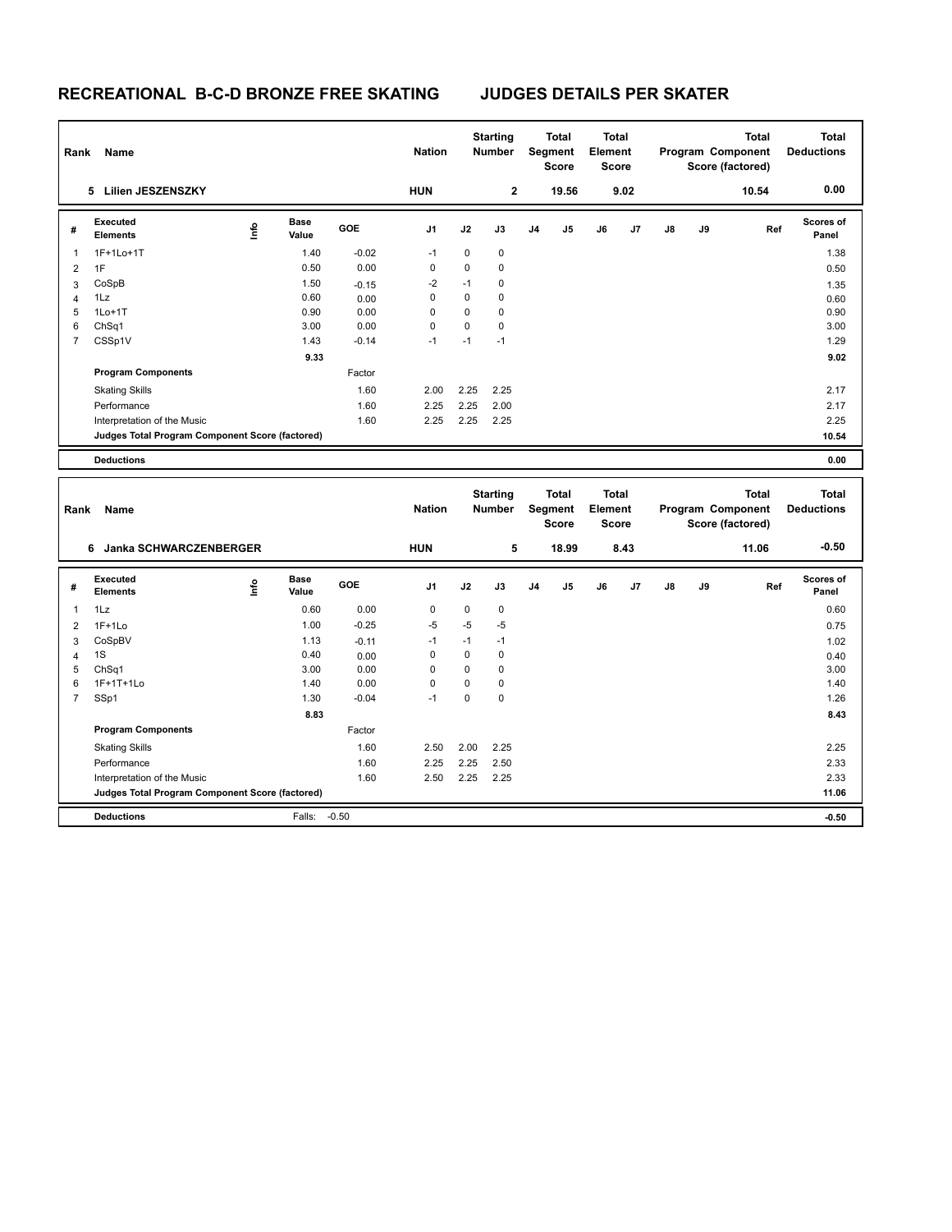# RECREATIONAL B-C-D BRONZE FREE SKATING JUDGES DETAILS PER SKATER

| Rank | Name | Nation | Starting Number | Total Segment Score | Total Element Score | Total Program Component Score (factored) | Total Deductions |
|---|---|---|---|---|---|---|---|
| 5 | Lilien JESZENSZKY | HUN | 2 | 19.56 | 9.02 | 10.54 | 0.00 |

| # | Executed Elements | Info | Base Value | GOE | J1 | J2 | J3 | J4 | J5 | J6 | J7 | J8 | J9 | Ref | Scores of Panel |
|---|---|---|---|---|---|---|---|---|---|---|---|---|---|---|---|
| 1 | 1F+1Lo+1T | | 1.40 | -0.02 | -1 | 0 | 0 | | | | | | | | 1.38 |
| 2 | 1F | | 0.50 | 0.00 | 0 | 0 | 0 | | | | | | | | 0.50 |
| 3 | CoSpB | | 1.50 | -0.15 | -2 | -1 | 0 | | | | | | | | 1.35 |
| 4 | 1Lz | | 0.60 | 0.00 | 0 | 0 | 0 | | | | | | | | 0.60 |
| 5 | 1Lo+1T | | 0.90 | 0.00 | 0 | 0 | 0 | | | | | | | | 0.90 |
| 6 | ChSq1 | | 3.00 | 0.00 | 0 | 0 | 0 | | | | | | | | 3.00 |
| 7 | CSSp1V | | 1.43 | -0.14 | -1 | -1 | -1 | | | | | | | | 1.29 |
| | | | 9.33 | | | | | | | | | | | | 9.02 |
| | **Program Components** | | | Factor | | | | | | | | | | | |
| | Skating Skills | | | 1.60 | 2.00 | 2.25 | 2.25 | | | | | | | | 2.17 |
| | Performance | | | 1.60 | 2.25 | 2.25 | 2.00 | | | | | | | | 2.17 |
| | Interpretation of the Music | | | 1.60 | 2.25 | 2.25 | 2.25 | | | | | | | | 2.25 |
| | **Judges Total Program Component Score (factored)** | | | | | | | | | | | | | | 10.54 |
| | **Deductions** | | | | | | | | | | | | | | 0.00 |

| Rank | Name | Nation | Starting Number | Total Segment Score | Total Element Score | Total Program Component Score (factored) | Total Deductions |
|---|---|---|---|---|---|---|---|
| 6 | Janka SCHWARCZENBERGER | HUN | 5 | 18.99 | 8.43 | 11.06 | -0.50 |

| # | Executed Elements | Info | Base Value | GOE | J1 | J2 | J3 | J4 | J5 | J6 | J7 | J8 | J9 | Ref | Scores of Panel |
|---|---|---|---|---|---|---|---|---|---|---|---|---|---|---|---|
| 1 | 1Lz | | 0.60 | 0.00 | 0 | 0 | 0 | | | | | | | | 0.60 |
| 2 | 1F+1Lo | | 1.00 | -0.25 | -5 | -5 | -5 | | | | | | | | 0.75 |
| 3 | CoSpBV | | 1.13 | -0.11 | -1 | -1 | -1 | | | | | | | | 1.02 |
| 4 | 1S | | 0.40 | 0.00 | 0 | 0 | 0 | | | | | | | | 0.40 |
| 5 | ChSq1 | | 3.00 | 0.00 | 0 | 0 | 0 | | | | | | | | 3.00 |
| 6 | 1F+1T+1Lo | | 1.40 | 0.00 | 0 | 0 | 0 | | | | | | | | 1.40 |
| 7 | SSp1 | | 1.30 | -0.04 | -1 | 0 | 0 | | | | | | | | 1.26 |
| | | | 8.83 | | | | | | | | | | | | 8.43 |
| | **Program Components** | | | Factor | | | | | | | | | | | |
| | Skating Skills | | | 1.60 | 2.50 | 2.00 | 2.25 | | | | | | | | 2.25 |
| | Performance | | | 1.60 | 2.25 | 2.25 | 2.50 | | | | | | | | 2.33 |
| | Interpretation of the Music | | | 1.60 | 2.50 | 2.25 | 2.25 | | | | | | | | 2.33 |
| | **Judges Total Program Component Score (factored)** | | | | | | | | | | | | | | 11.06 |
| | **Deductions** | | Falls: | -0.50 | | | | | | | | | | | -0.50 |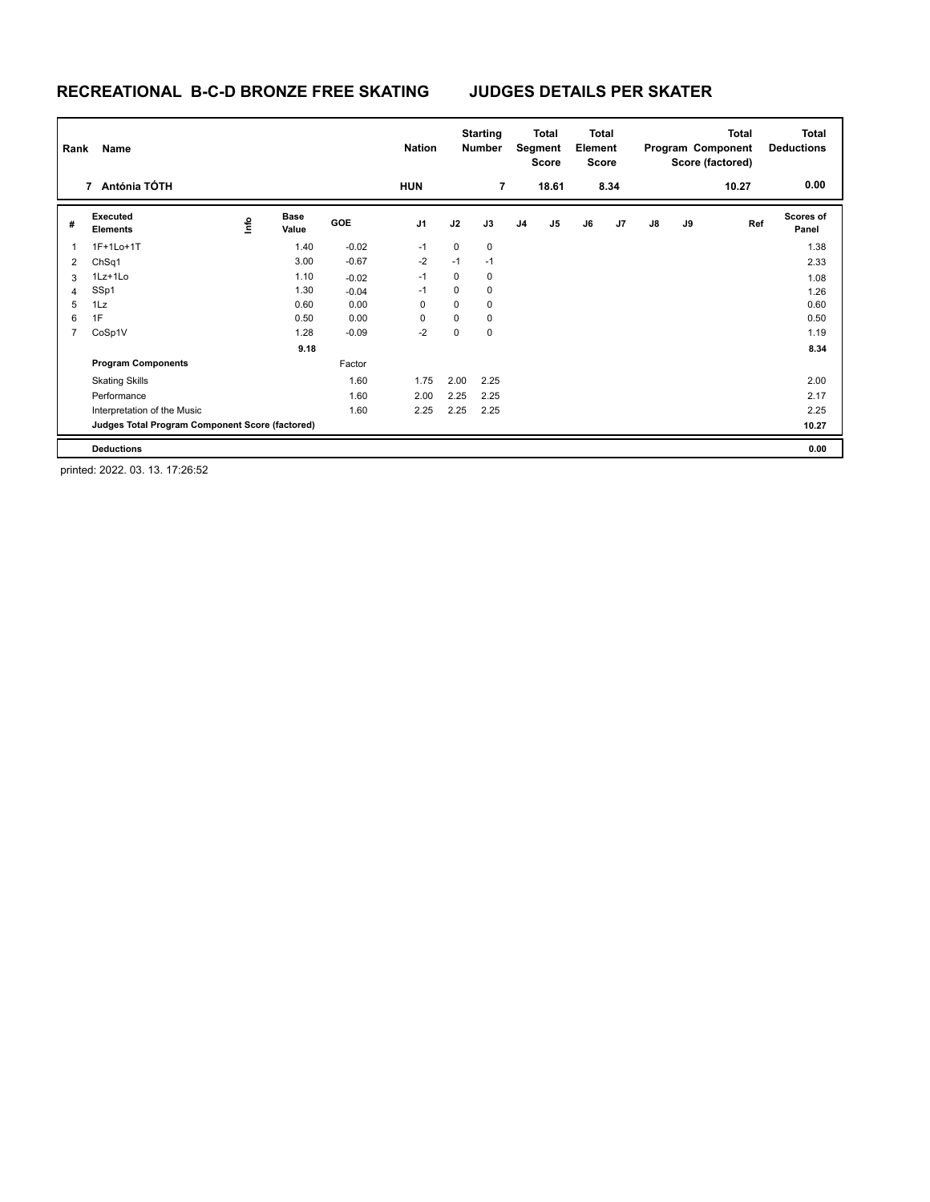# RECREATIONAL B-C-D BRONZE FREE SKATING JUDGES DETAILS PER SKATER

| Rank | Name | Nation | Starting Number | Total Segment Score | Total Element Score | Total Program Component Score (factored) | Total Deductions |
|---|---|---|---|---|---|---|---|
| 7 | Antónia TÓTH | HUN | 7 | 18.61 | 8.34 | 10.27 | 0.00 |

| # | Executed Elements | Info | Base Value | GOE | J1 | J2 | J3 | J4 | J5 | J6 | J7 | J8 | J9 | Ref | Scores of Panel |
|---|---|---|---|---|---|---|---|---|---|---|---|---|---|---|---|
| 1 | 1F+1Lo+1T | | 1.40 | -0.02 | -1 | 0 | 0 | | | | | | | | 1.38 |
| 2 | ChSq1 | | 3.00 | -0.67 | -2 | -1 | -1 | | | | | | | | 2.33 |
| 3 | 1Lz+1Lo | | 1.10 | -0.02 | -1 | 0 | 0 | | | | | | | | 1.08 |
| 4 | SSp1 | | 1.30 | -0.04 | -1 | 0 | 0 | | | | | | | | 1.26 |
| 5 | 1Lz | | 0.60 | 0.00 | 0 | 0 | 0 | | | | | | | | 0.60 |
| 6 | 1F | | 0.50 | 0.00 | 0 | 0 | 0 | | | | | | | | 0.50 |
| 7 | CoSp1V | | 1.28 | -0.09 | -2 | 0 | 0 | | | | | | | | 1.19 |
| | | | 9.18 | | | | | | | | | | | | 8.34 |
| | **Program Components** | | | Factor | | | | | | | | | | | |
| | Skating Skills | | | 1.60 | 1.75 | 2.00 | 2.25 | | | | | | | | 2.00 |
| | Performance | | | 1.60 | 2.00 | 2.25 | 2.25 | | | | | | | | 2.17 |
| | Interpretation of the Music | | | 1.60 | 2.25 | 2.25 | 2.25 | | | | | | | | 2.25 |
| | **Judges Total Program Component Score (factored)** | | | | | | | | | | | | | | 10.27 |
| | **Deductions** | | | | | | | | | | | | | | 0.00 |

printed: 2022. 03. 13. 17:26:52